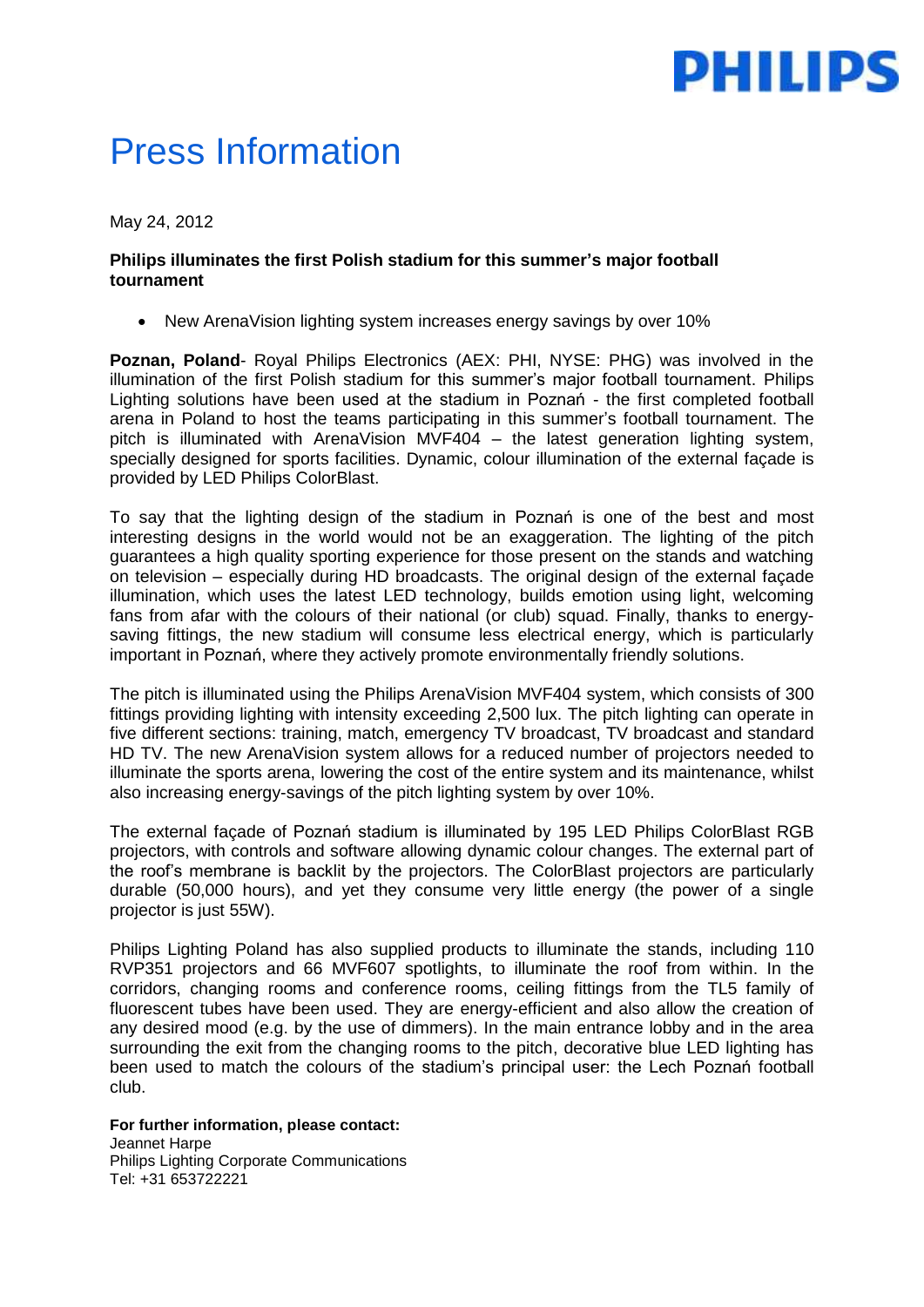PHILIPS

# Press Information

May 24, 2012

**Philips illuminates the first Polish stadium for this summer's major football tournament**

- New ArenaVision lighting system increases energy savings by over 10%

**Poznan, Poland**- Royal Philips Electronics (AEX: PHI, NYSE: PHG) was involved in the illumination of the first Polish stadium for this summer's major football tournament. Philips Lighting solutions have been used at the stadium in Poznań - the first completed football arena in Poland to host the teams participating in this summer's football tournament. The pitch is illuminated with ArenaVision MVF404 – the latest generation lighting system, specially designed for sports facilities. Dynamic, colour illumination of the external façade is provided by LED Philips ColorBlast.

To say that the lighting design of the stadium in Poznań is one of the best and most interesting designs in the world would not be an exaggeration. The lighting of the pitch guarantees a high quality sporting experience for those present on the stands and watching on television – especially during HD broadcasts. The original design of the external façade illumination, which uses the latest LED technology, builds emotion using light, welcoming fans from afar with the colours of their national (or club) squad. Finally, thanks to energy-saving fittings, the new stadium will consume less electrical energy, which is particularly important in Poznań, where they actively promote environmentally friendly solutions.

The pitch is illuminated using the Philips ArenaVision MVF404 system, which consists of 300 fittings providing lighting with intensity exceeding 2,500 lux. The pitch lighting can operate in five different sections: training, match, emergency TV broadcast, TV broadcast and standard HD TV. The new ArenaVision system allows for a reduced number of projectors needed to illuminate the sports arena, lowering the cost of the entire system and its maintenance, whilst also increasing energy-savings of the pitch lighting system by over 10%.

The external façade of Poznań stadium is illuminated by 195 LED Philips ColorBlast RGB projectors, with controls and software allowing dynamic colour changes. The external part of the roof's membrane is backlit by the projectors. The ColorBlast projectors are particularly durable (50,000 hours), and yet they consume very little energy (the power of a single projector is just 55W).

Philips Lighting Poland has also supplied products to illuminate the stands, including 110 RVP351 projectors and 66 MVF607 spotlights, to illuminate the roof from within. In the corridors, changing rooms and conference rooms, ceiling fittings from the TL5 family of fluorescent tubes have been used. They are energy-efficient and also allow the creation of any desired mood (e.g. by the use of dimmers). In the main entrance lobby and in the area surrounding the exit from the changing rooms to the pitch, decorative blue LED lighting has been used to match the colours of the stadium's principal user: the Lech Poznań football club.

**For further information, please contact:**
Jeannet Harpe
Philips Lighting Corporate Communications
Tel: +31 653722221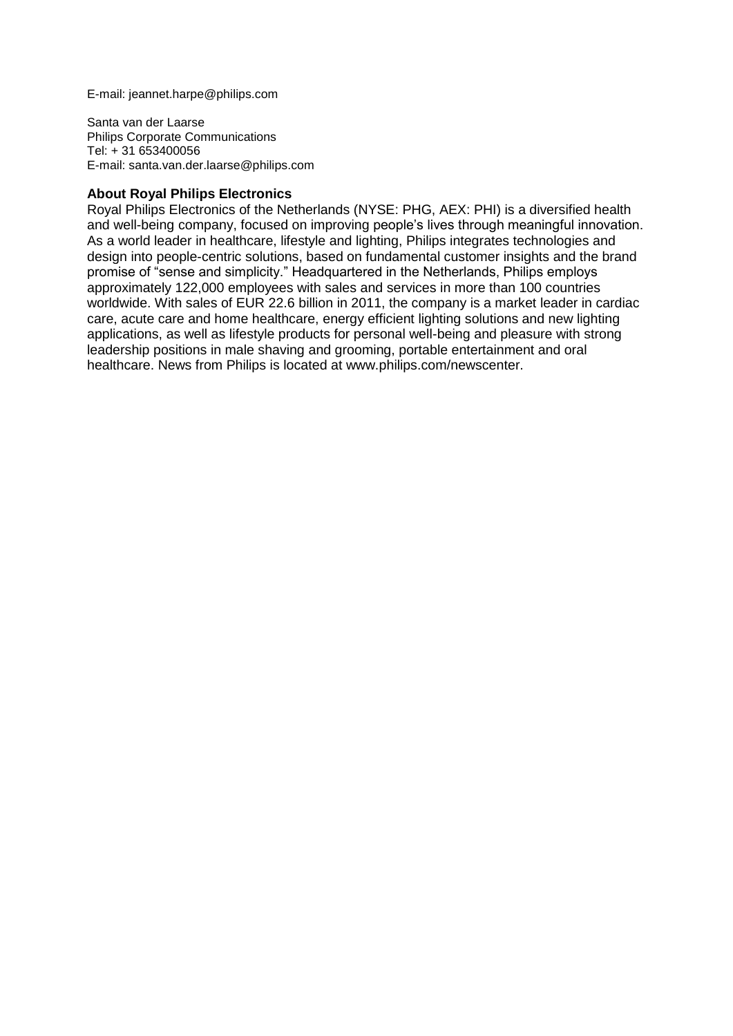E-mail: jeannet.harpe@philips.com

Santa van der Laarse
Philips Corporate Communications
Tel: + 31 653400056
E-mail: santa.van.der.laarse@philips.com

**About Royal Philips Electronics**

Royal Philips Electronics of the Netherlands (NYSE: PHG, AEX: PHI) is a diversified health and well-being company, focused on improving people's lives through meaningful innovation. As a world leader in healthcare, lifestyle and lighting, Philips integrates technologies and design into people-centric solutions, based on fundamental customer insights and the brand promise of "sense and simplicity." Headquartered in the Netherlands, Philips employs approximately 122,000 employees with sales and services in more than 100 countries worldwide. With sales of EUR 22.6 billion in 2011, the company is a market leader in cardiac care, acute care and home healthcare, energy efficient lighting solutions and new lighting applications, as well as lifestyle products for personal well-being and pleasure with strong leadership positions in male shaving and grooming, portable entertainment and oral healthcare. News from Philips is located at www.philips.com/newscenter.